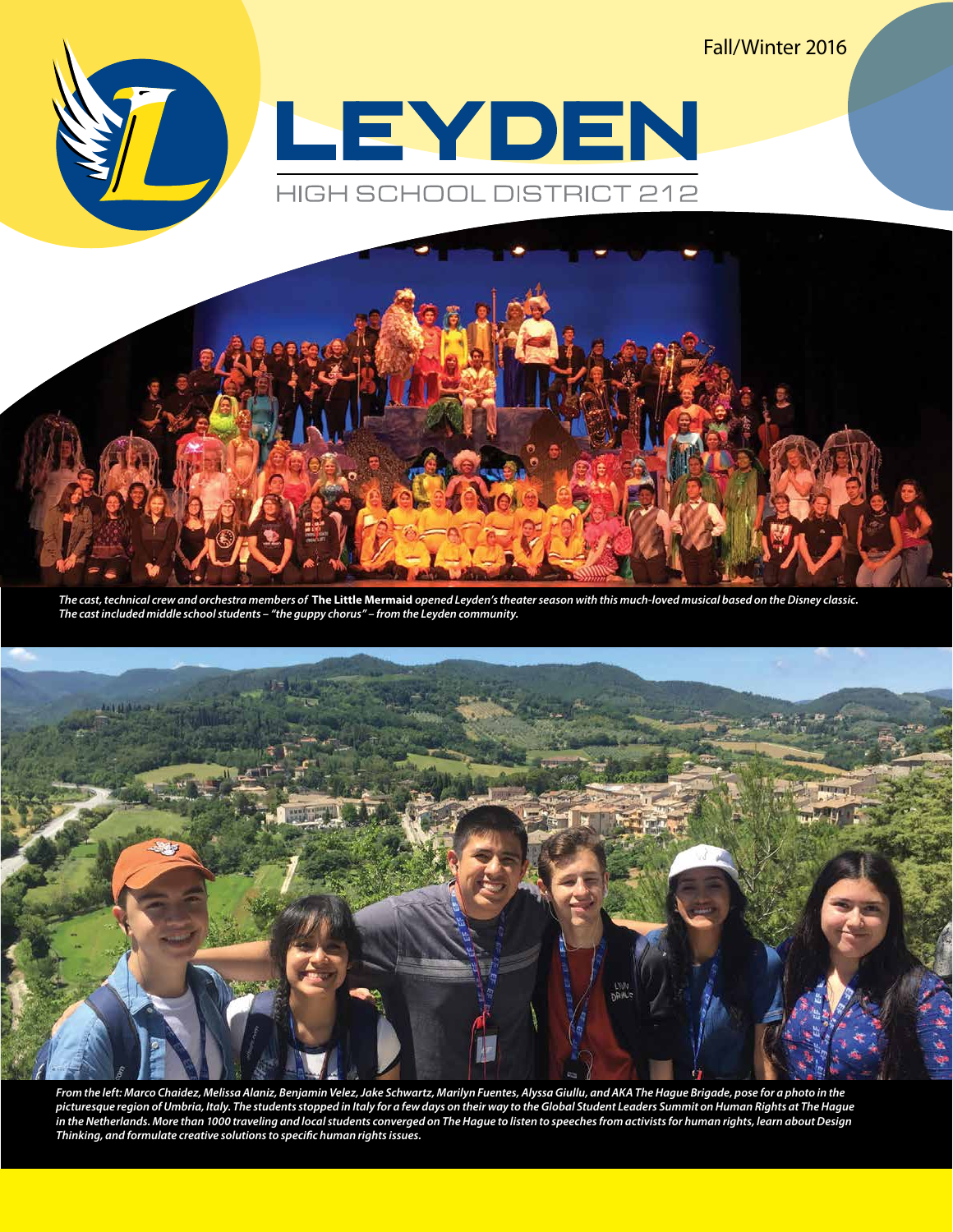Fall/Winter 2016

# LEYDEN

## HIGH SCHOOL DISTRICT 212

*The cast, technical crew and orchestra members of* **The Little Mermaid** *opened Leyden's theater season with this much-loved musical based on the Disney classic. The cast included middle school students – "the guppy chorus" – from the Leyden community.*

*From the left: Marco Chaidez, Melissa Alaniz, Benjamin Velez, Jake Schwartz, Marilyn Fuentes, Alyssa Giullu, and AKA The Hague Brigade, pose for a photo in the picturesque region of Umbria, Italy. The students stopped in Italy for a few days on their way to the Global Student Leaders Summit on Human Rights at The Hague in the Netherlands. More than 1000 traveling and local students converged on The Hague to listen to speeches from activists for human rights, learn about Design Thinking, and formulate creative solutions to specific human rights issues.*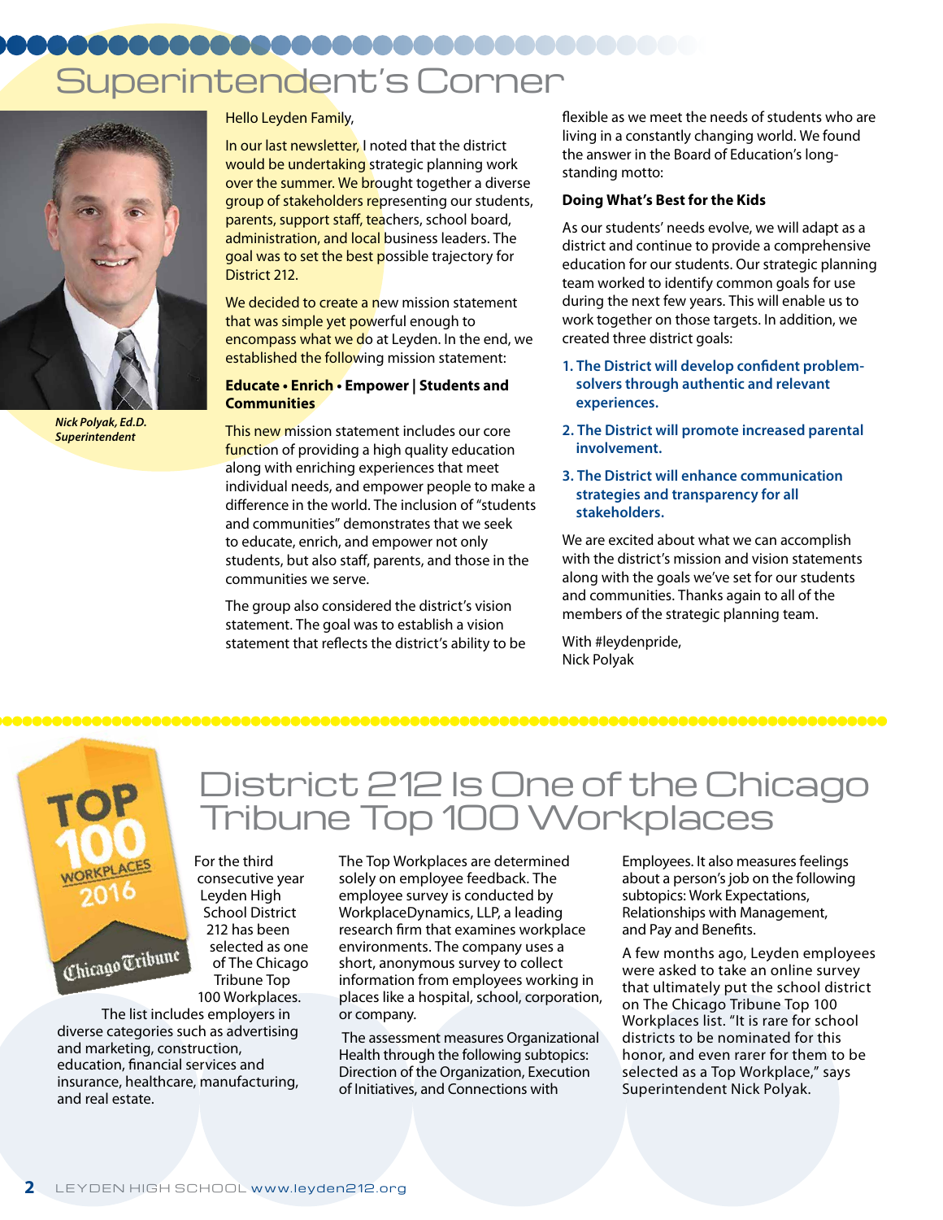# Superintendent's Corner

*Nick Polyak, Ed.D.*
*Superintendent*

Hello Leyden Family,

In our last newsletter, I noted that the district would be undertaking strategic planning work over the summer. We brought together a diverse group of stakeholders representing our students, parents, support staff, teachers, school board, administration, and local business leaders. The goal was to set the best possible trajectory for District 212.

We decided to create a new mission statement that was simple yet powerful enough to encompass what we do at Leyden. In the end, we established the following mission statement:

**Educate • Enrich • Empower | Students and Communities**

This new mission statement includes our core function of providing a high quality education along with enriching experiences that meet individual needs, and empower people to make a difference in the world. The inclusion of "students and communities" demonstrates that we seek to educate, enrich, and empower not only students, but also staff, parents, and those in the communities we serve.

The group also considered the district's vision statement. The goal was to establish a vision statement that reflects the district's ability to be flexible as we meet the needs of students who are living in a constantly changing world. We found the answer in the Board of Education's long-standing motto:

**Doing What's Best for the Kids**

As our students' needs evolve, we will adapt as a district and continue to provide a comprehensive education for our students. Our strategic planning team worked to identify common goals for use during the next few years. This will enable us to work together on those targets. In addition, we created three district goals:

1. **The District will develop confident problem-solvers through authentic and relevant experiences.**
2. **The District will promote increased parental involvement.**
3. **The District will enhance communication strategies and transparency for all stakeholders.**

We are excited about what we can accomplish with the district's mission and vision statements along with the goals we've set for our students and communities. Thanks again to all of the members of the strategic planning team.

With #leydenpride,
Nick Polyak

# District 212 Is One of the Chicago Tribune Top 100 Workplaces

For the third consecutive year Leyden High School District 212 has been selected as one of The Chicago Tribune Top 100 Workplaces. The list includes employers in diverse categories such as advertising and marketing, construction, education, financial services and insurance, healthcare, manufacturing, and real estate.

The Top Workplaces are determined solely on employee feedback. The employee survey is conducted by WorkplaceDynamics, LLP, a leading research firm that examines workplace environments. The company uses a short, anonymous survey to collect information from employees working in places like a hospital, school, corporation, or company.

The assessment measures Organizational Health through the following subtopics: Direction of the Organization, Execution of Initiatives, and Connections with Employees. It also measures feelings about a person's job on the following subtopics: Work Expectations, Relationships with Management, and Pay and Benefits.

A few months ago, Leyden employees were asked to take an online survey that ultimately put the school district on The Chicago Tribune Top 100 Workplaces list. "It is rare for school districts to be nominated for this honor, and even rarer for them to be selected as a Top Workplace," says Superintendent Nick Polyak.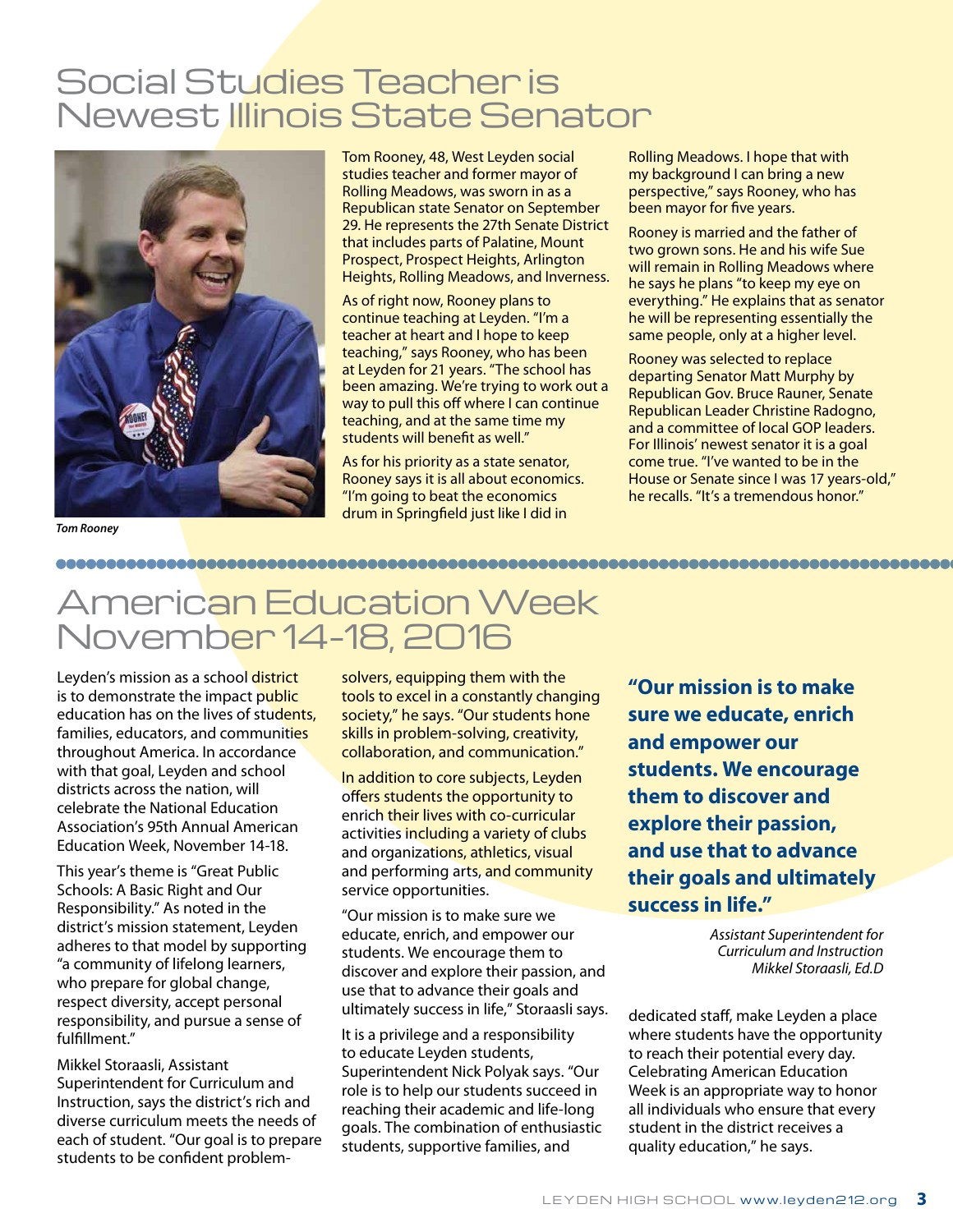# Social Studies Teacher is Newest Illinois State Senator

*Tom Rooney*

Tom Rooney, 48, West Leyden social studies teacher and former mayor of Rolling Meadows, was sworn in as a Republican state Senator on September 29. He represents the 27th Senate District that includes parts of Palatine, Mount Prospect, Prospect Heights, Arlington Heights, Rolling Meadows, and Inverness.

As of right now, Rooney plans to continue teaching at Leyden. "I'm a teacher at heart and I hope to keep teaching," says Rooney, who has been at Leyden for 21 years. "The school has been amazing. We're trying to work out a way to pull this off where I can continue teaching, and at the same time my students will benefit as well."

As for his priority as a state senator, Rooney says it is all about economics. "I'm going to beat the economics drum in Springfield just like I did in Rolling Meadows. I hope that with my background I can bring a new perspective," says Rooney, who has been mayor for five years.

Rooney is married and the father of two grown sons. He and his wife Sue will remain in Rolling Meadows where he says he plans "to keep my eye on everything." He explains that as senator he will be representing essentially the same people, only at a higher level.

Rooney was selected to replace departing Senator Matt Murphy by Republican Gov. Bruce Rauner, Senate Republican Leader Christine Radogno, and a committee of local GOP leaders. For Illinois' newest senator it is a goal come true. "I've wanted to be in the House or Senate since I was 17 years-old," he recalls. "It's a tremendous honor."

# American Education Week November 14-18, 2016

Leyden's mission as a school district is to demonstrate the impact public education has on the lives of students, families, educators, and communities throughout America. In accordance with that goal, Leyden and school districts across the nation, will celebrate the National Education Association's 95th Annual American Education Week, November 14-18.

This year's theme is "Great Public Schools: A Basic Right and Our Responsibility." As noted in the district's mission statement, Leyden adheres to that model by supporting "a community of lifelong learners, who prepare for global change, respect diversity, accept personal responsibility, and pursue a sense of fulfillment."

Mikkel Storaasli, Assistant Superintendent for Curriculum and Instruction, says the district's rich and diverse curriculum meets the needs of each of student. "Our goal is to prepare students to be confident problem-solvers, equipping them with the tools to excel in a constantly changing society," he says. "Our students hone skills in problem-solving, creativity, collaboration, and communication."

In addition to core subjects, Leyden offers students the opportunity to enrich their lives with co-curricular activities including a variety of clubs and organizations, athletics, visual and performing arts, and community service opportunities.

"Our mission is to make sure we educate, enrich, and empower our students. We encourage them to discover and explore their passion, and use that to advance their goals and ultimately success in life," Storaasli says.

It is a privilege and a responsibility to educate Leyden students, Superintendent Nick Polyak says. "Our role is to help our students succeed in reaching their academic and life-long goals. The combination of enthusiastic students, supportive families, and dedicated staff, make Leyden a place where students have the opportunity to reach their potential every day. Celebrating American Education Week is an appropriate way to honor all individuals who ensure that every student in the district receives a quality education," he says.

> **"Our mission is to make sure we educate, enrich and empower our students. We encourage them to discover and explore their passion, and use that to advance their goals and ultimately success in life."**
>
> *Assistant Superintendent for Curriculum and Instruction Mikkel Storaasli, Ed.D*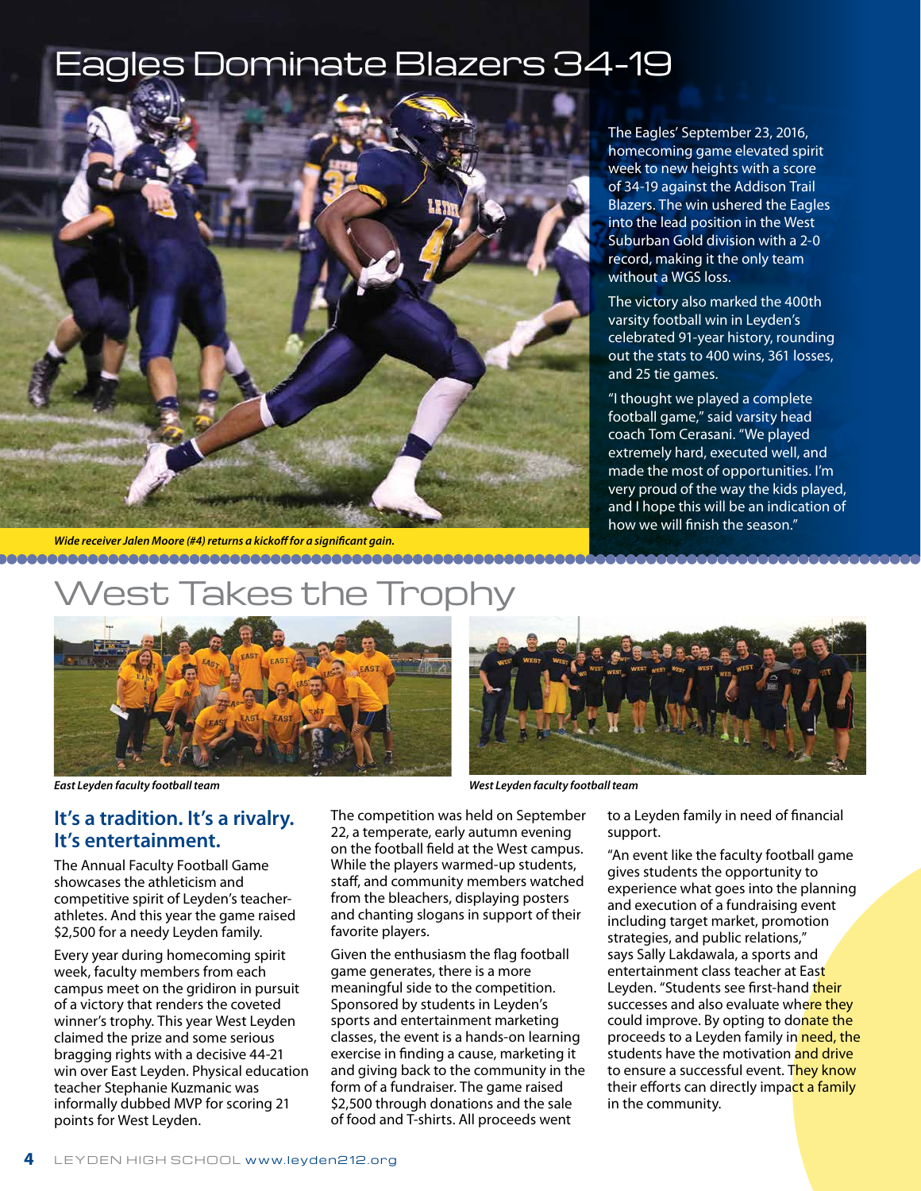# Eagles Dominate Blazers 34-19

Wide receiver Jalen Moore (#4) returns a kickoff for a significant gain.

The Eagles' September 23, 2016, homecoming game elevated spirit week to new heights with a score of 34-19 against the Addison Trail Blazers. The win ushered the Eagles into the lead position in the West Suburban Gold division with a 2-0 record, making it the only team without a WGS loss.

The victory also marked the 400th varsity football win in Leyden's celebrated 91-year history, rounding out the stats to 400 wins, 361 losses, and 25 tie games.

"I thought we played a complete football game," said varsity head coach Tom Cerasani. "We played extremely hard, executed well, and made the most of opportunities. I'm very proud of the way the kids played, and I hope this will be an indication of how we will finish the season."

# West Takes the Trophy

*East Leyden faculty football team*

*West Leyden faculty football team*

## It's a tradition. It's a rivalry. It's entertainment.

The Annual Faculty Football Game showcases the athleticism and competitive spirit of Leyden's teacher-athletes. And this year the game raised $2,500 for a needy Leyden family.

Every year during homecoming spirit week, faculty members from each campus meet on the gridiron in pursuit of a victory that renders the coveted winner's trophy. This year West Leyden claimed the prize and some serious bragging rights with a decisive 44-21 win over East Leyden. Physical education teacher Stephanie Kuzmanic was informally dubbed MVP for scoring 21 points for West Leyden.

The competition was held on September 22, a temperate, early autumn evening on the football field at the West campus. While the players warmed-up students, staff, and community members watched from the bleachers, displaying posters and chanting slogans in support of their favorite players.

Given the enthusiasm the flag football game generates, there is a more meaningful side to the competition. Sponsored by students in Leyden's sports and entertainment marketing classes, the event is a hands-on learning exercise in finding a cause, marketing it and giving back to the community in the form of a fundraiser. The game raised $2,500 through donations and the sale of food and T-shirts. All proceeds went to a Leyden family in need of financial support.

"An event like the faculty football game gives students the opportunity to experience what goes into the planning and execution of a fundraising event including target market, promotion strategies, and public relations," says Sally Lakdawala, a sports and entertainment class teacher at East Leyden. "Students see first-hand their successes and also evaluate where they could improve. By opting to donate the proceeds to a Leyden family in need, the students have the motivation and drive to ensure a successful event. They know their efforts can directly impact a family in the community.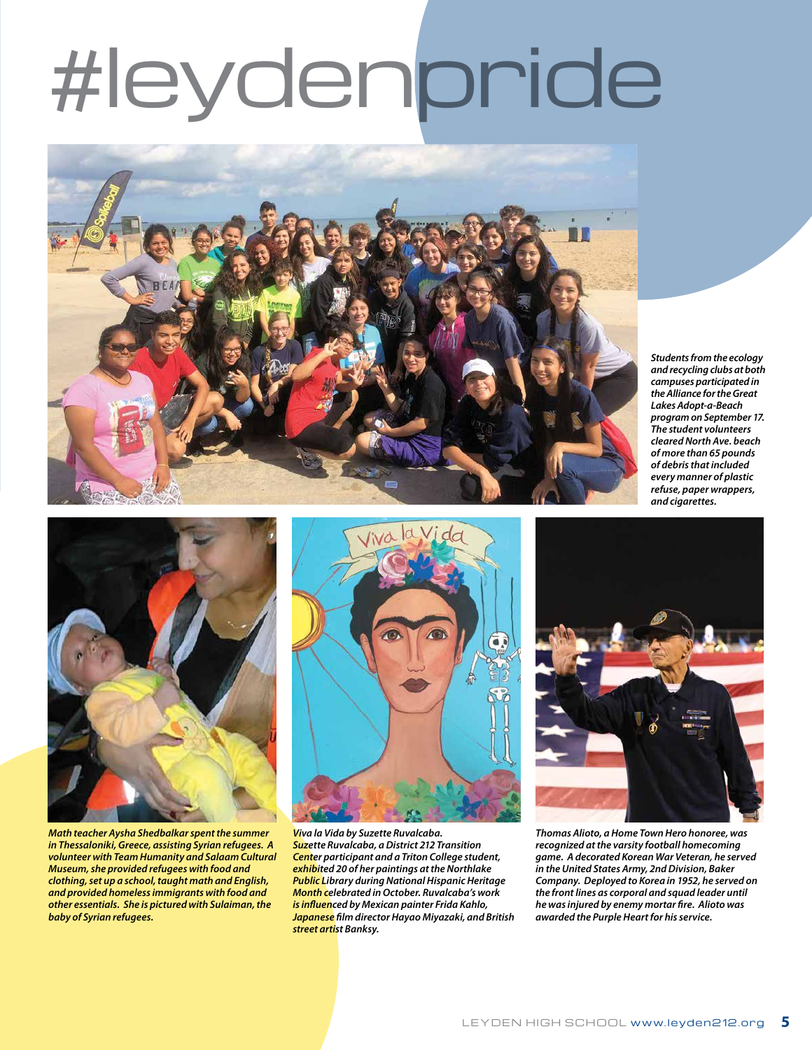# #leydenpride

*Students from the ecology and recycling clubs at both campuses participated in the Alliance for the Great Lakes Adopt-a-Beach program on September 17. The student volunteers cleared North Ave. beach of more than 65 pounds of debris that included every manner of plastic refuse, paper wrappers, and cigarettes.*

*Math teacher Aysha Shedbalkar spent the summer in Thessaloniki, Greece, assisting Syrian refugees. A volunteer with Team Humanity and Salaam Cultural Museum, she provided refugees with food and clothing, set up a school, taught math and English, and provided homeless immigrants with food and other essentials. She is pictured with Sulaiman, the baby of Syrian refugees.*

*Viva la Vida by Suzette Ruvalcaba. Suzette Ruvalcaba, a District 212 Transition Center participant and a Triton College student, exhibited 20 of her paintings at the Northlake Public Library during National Hispanic Heritage Month celebrated in October. Ruvalcaba's work is influenced by Mexican painter Frida Kahlo, Japanese film director Hayao Miyazaki, and British street artist Banksy.*

*Thomas Alioto, a Home Town Hero honoree, was recognized at the varsity football homecoming game. A decorated Korean War Veteran, he served in the United States Army, 2nd Division, Baker Company. Deployed to Korea in 1952, he served on the front lines as corporal and squad leader until he was injured by enemy mortar fire. Alioto was awarded the Purple Heart for his service.*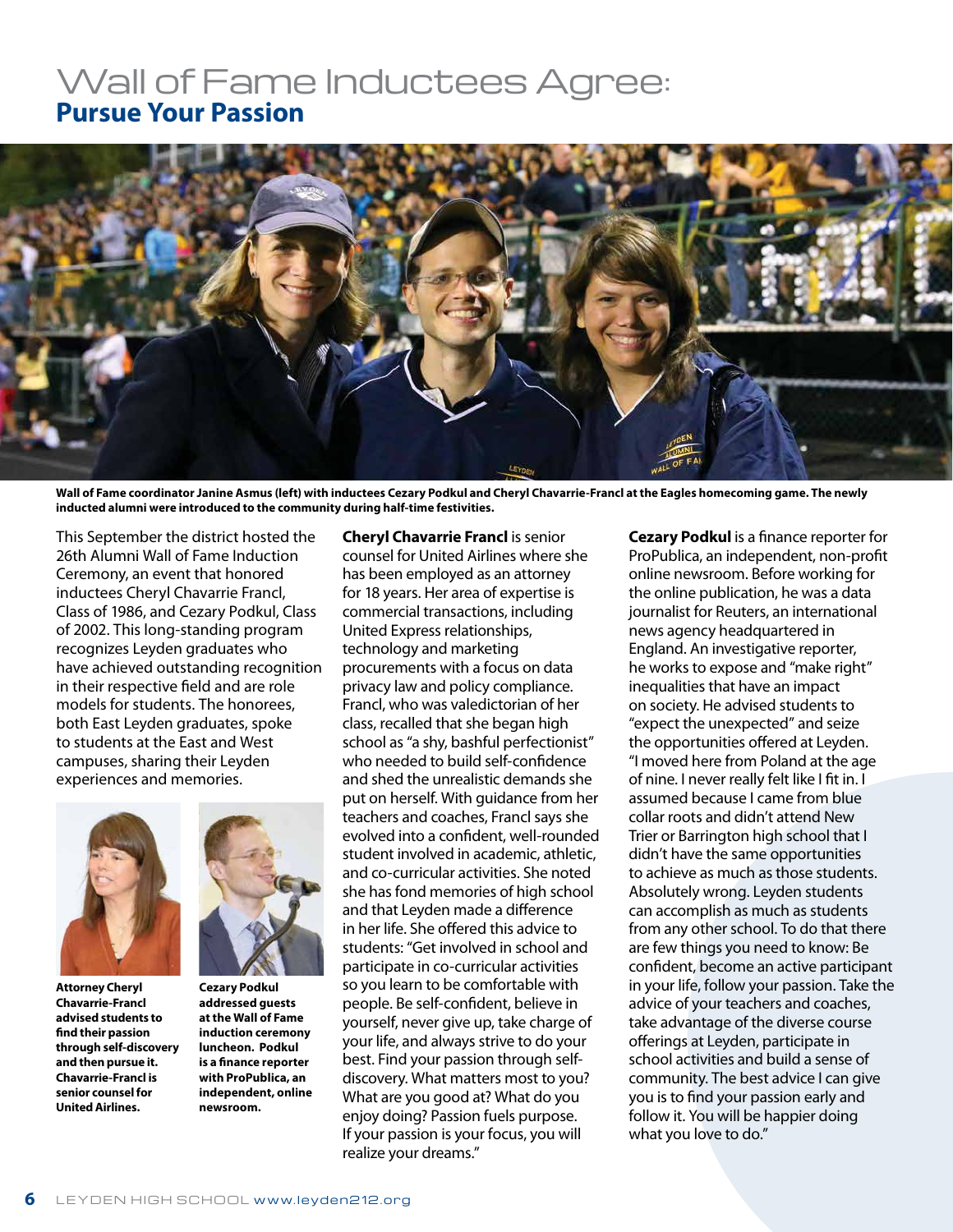# Wall of Fame Inductees Agree:
## Pursue Your Passion

Wall of Fame coordinator Janine Asmus (left) with inductees Cezary Podkul and Cheryl Chavarrie-Francl at the Eagles homecoming game. The newly inducted alumni were introduced to the community during half-time festivities.

This September the district hosted the 26th Alumni Wall of Fame Induction Ceremony, an event that honored inductees Cheryl Chavarrie Francl, Class of 1986, and Cezary Podkul, Class of 2002. This long-standing program recognizes Leyden graduates who have achieved outstanding recognition in their respective field and are role models for students. The honorees, both East Leyden graduates, spoke to students at the East and West campuses, sharing their Leyden experiences and memories.

**Attorney Cheryl Chavarrie-Francl advised students to find their passion through self-discovery and then pursue it. Chavarrie-Francl is senior counsel for United Airlines.**

**Cezary Podkul addressed guests at the Wall of Fame induction ceremony luncheon. Podkul is a finance reporter with ProPublica, an independent, online newsroom.**

**Cheryl Chavarrie Francl** is senior counsel for United Airlines where she has been employed as an attorney for 18 years. Her area of expertise is commercial transactions, including United Express relationships, technology and marketing procurements with a focus on data privacy law and policy compliance. Francl, who was valedictorian of her class, recalled that she began high school as "a shy, bashful perfectionist" who needed to build self-confidence and shed the unrealistic demands she put on herself. With guidance from her teachers and coaches, Francl says she evolved into a confident, well-rounded student involved in academic, athletic, and co-curricular activities. She noted she has fond memories of high school and that Leyden made a difference in her life. She offered this advice to students: "Get involved in school and participate in co-curricular activities so you learn to be comfortable with people. Be self-confident, believe in yourself, never give up, take charge of your life, and always strive to do your best. Find your passion through self-discovery. What matters most to you? What are you good at? What do you enjoy doing? Passion fuels purpose. If your passion is your focus, you will realize your dreams."

**Cezary Podkul** is a finance reporter for ProPublica, an independent, non-profit online newsroom. Before working for the online publication, he was a data journalist for Reuters, an international news agency headquartered in England. An investigative reporter, he works to expose and "make right" inequalities that have an impact on society. He advised students to "expect the unexpected" and seize the opportunities offered at Leyden. "I moved here from Poland at the age of nine. I never really felt like I fit in. I assumed because I came from blue collar roots and didn't attend New Trier or Barrington high school that I didn't have the same opportunities to achieve as much as those students. Absolutely wrong. Leyden students can accomplish as much as students from any other school. To do that there are few things you need to know: Be confident, become an active participant in your life, follow your passion. Take the advice of your teachers and coaches, take advantage of the diverse course offerings at Leyden, participate in school activities and build a sense of community. The best advice I can give you is to find your passion early and follow it. You will be happier doing what you love to do."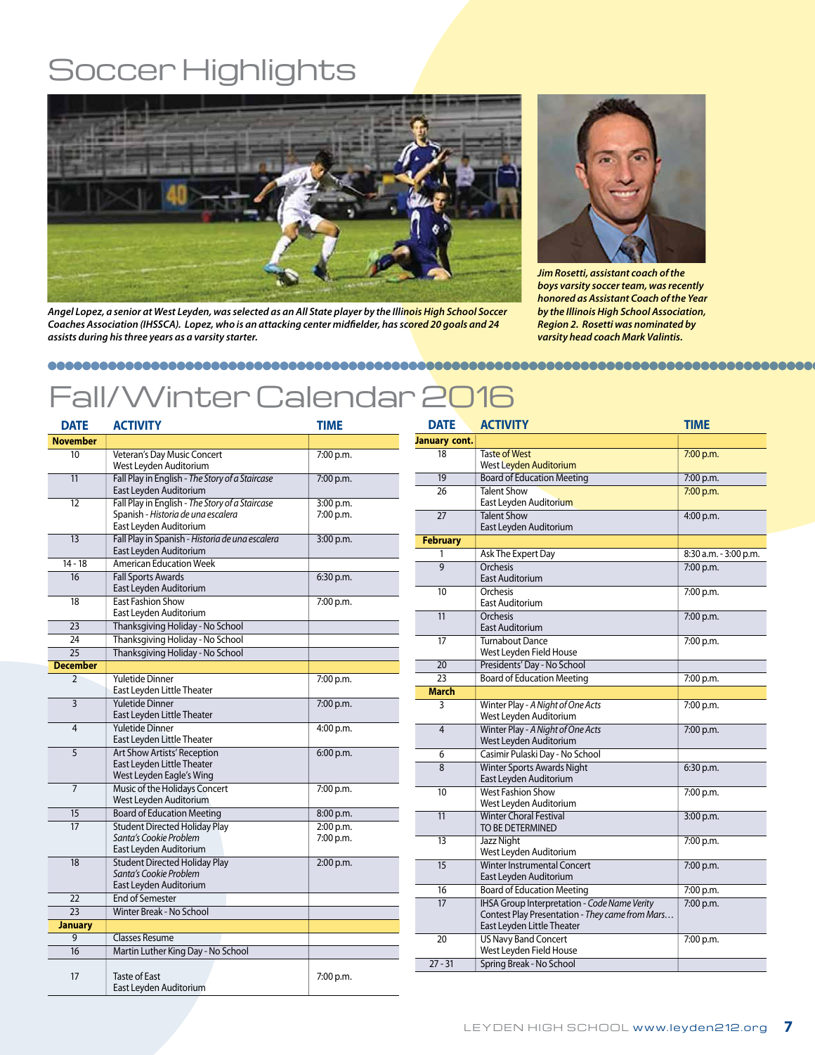# Soccer Highlights

*Angel Lopez, a senior at West Leyden, was selected as an All State player by the Illinois High School Soccer Coaches Association (IHSSCA). Lopez, who is an attacking center midfielder, has scored 20 goals and 24 assists during his three years as a varsity starter.*

*Jim Rosetti, assistant coach of the boys varsity soccer team, was recently honored as Assistant Coach of the Year by the Illinois High School Association, Region 2. Rosetti was nominated by varsity head coach Mark Valintis.*

# Fall/Winter Calendar 2016

| DATE | ACTIVITY | TIME |
|---|---|---|
| **November** | | |
| 10 | Veteran's Day Music Concert<br>West Leyden Auditorium | 7:00 p.m. |
| 11 | Fall Play in English - *The Story of a Staircase*<br>East Leyden Auditorium | 7:00 p.m. |
| 12 | Fall Play in English - *The Story of a Staircase*<br>Spanish - *Historia de una escalera*<br>East Leyden Auditorium | 3:00 p.m.<br>7:00 p.m. |
| 13 | Fall Play in Spanish - *Historia de una escalera*<br>East Leyden Auditorium | 3:00 p.m. |
| 14 - 18 | American Education Week | |
| 16 | Fall Sports Awards<br>East Leyden Auditorium | 6:30 p.m. |
| 18 | East Fashion Show<br>East Leyden Auditorium | 7:00 p.m. |
| 23 | Thanksgiving Holiday - No School | |
| 24 | Thanksgiving Holiday - No School | |
| 25 | Thanksgiving Holiday - No School | |
| **December** | | |
| 2 | Yuletide Dinner<br>East Leyden Little Theater | 7:00 p.m. |
| 3 | Yuletide Dinner<br>East Leyden Little Theater | 7:00 p.m. |
| 4 | Yuletide Dinner<br>East Leyden Little Theater | 4:00 p.m. |
| 5 | Art Show Artists' Reception<br>East Leyden Little Theater<br>West Leyden Eagle's Wing | 6:00 p.m. |
| 7 | Music of the Holidays Concert<br>West Leyden Auditorium | 7:00 p.m. |
| 15 | Board of Education Meeting | 8:00 p.m. |
| 17 | Student Directed Holiday Play<br>*Santa's Cookie Problem*<br>East Leyden Auditorium | 2:00 p.m.<br>7:00 p.m. |
| 18 | Student Directed Holiday Play<br>*Santa's Cookie Problem*<br>East Leyden Auditorium | 2:00 p.m. |
| 22 | End of Semester | |
| 23 | Winter Break - No School | |
| **January** | | |
| 9 | Classes Resume | |
| 16 | Martin Luther King Day - No School | |
| 17 | Taste of East<br>East Leyden Auditorium | 7:00 p.m. |
| **January cont.** | | |
| 18 | Taste of West<br>West Leyden Auditorium | 7:00 p.m. |
| 19 | Board of Education Meeting | 7:00 p.m. |
| 26 | Talent Show<br>East Leyden Auditorium | 7:00 p.m. |
| 27 | Talent Show<br>East Leyden Auditorium | 4:00 p.m. |
| **February** | | |
| 1 | Ask The Expert Day | 8:30 a.m. - 3:00 p.m. |
| 9 | Orchesis<br>East Auditorium | 7:00 p.m. |
| 10 | Orchesis<br>East Auditorium | 7:00 p.m. |
| 11 | Orchesis<br>East Auditorium | 7:00 p.m. |
| 17 | Turnabout Dance<br>West Leyden Field House | 7:00 p.m. |
| 20 | Presidents' Day - No School | |
| 23 | Board of Education Meeting | 7:00 p.m. |
| **March** | | |
| 3 | Winter Play - *A Night of One Acts*<br>West Leyden Auditorium | 7:00 p.m. |
| 4 | Winter Play - *A Night of One Acts*<br>West Leyden Auditorium | 7:00 p.m. |
| 6 | Casimir Pulaski Day - No School | |
| 8 | Winter Sports Awards Night<br>East Leyden Auditorium | 6:30 p.m. |
| 10 | West Fashion Show<br>West Leyden Auditorium | 7:00 p.m. |
| 11 | Winter Choral Festival<br>TO BE DETERMINED | 3:00 p.m. |
| 13 | Jazz Night<br>West Leyden Auditorium | 7:00 p.m. |
| 15 | Winter Instrumental Concert<br>East Leyden Auditorium | 7:00 p.m. |
| 16 | Board of Education Meeting | 7:00 p.m. |
| 17 | IHSA Group Interpretation - *Code Name Verity*<br>Contest Play Presentation - *They came from Mars…*<br>East Leyden Little Theater | 7:00 p.m. |
| 20 | US Navy Band Concert<br>West Leyden Field House | 7:00 p.m. |
| 27 - 31 | Spring Break - No School | |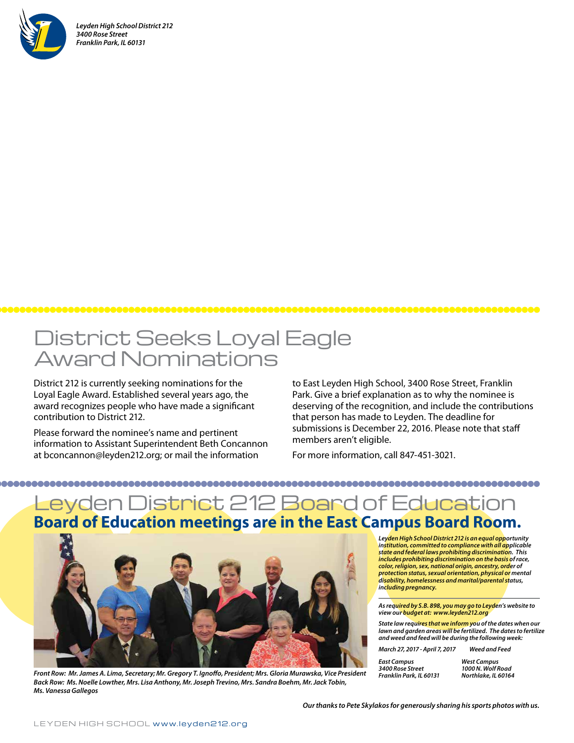*Leyden High School District 212*
*3400 Rose Street*
*Franklin Park, IL 60131*

# District Seeks Loyal Eagle Award Nominations

District 212 is currently seeking nominations for the Loyal Eagle Award. Established several years ago, the award recognizes people who have made a significant contribution to District 212.

Please forward the nominee's name and pertinent information to Assistant Superintendent Beth Concannon at bconcannon@leyden212.org; or mail the information to East Leyden High School, 3400 Rose Street, Franklin Park. Give a brief explanation as to why the nominee is deserving of the recognition, and include the contributions that person has made to Leyden. The deadline for submissions is December 22, 2016. Please note that staff members aren't eligible.

For more information, call 847-451-3021.

# Leyden District 212 Board of Education

## Board of Education meetings are in the East Campus Board Room.

*Front Row: Mr. James A. Lima, Secretary; Mr. Gregory T. Ignoffo, President; Mrs. Gloria Murawska, Vice President*
*Back Row: Ms. Noelle Lowther, Mrs. Lisa Anthony, Mr. Joseph Trevino, Mrs. Sandra Boehm, Mr. Jack Tobin, Ms. Vanessa Gallegos*

***Leyden High School District 212 is an equal opportunity institution, committed to compliance with all applicable state and federal laws prohibiting discrimination. This includes prohibiting discrimination on the basis of race, color, religion, sex, national origin, ancestry, order of protection status, sexual orientation, physical or mental disability, homelessness and marital/parental status, including pregnancy.***

*As required by S.B. 898, you may go to Leyden's website to view our budget at: www.leyden212.org*

*State law requires that we inform you of the dates when our lawn and garden areas will be fertilized. The dates to fertilize and weed and feed will be during the following week:*

*March 27, 2017 - April 7, 2017 Weed and Feed*

*East Campus*
*3400 Rose Street*
*Franklin Park, IL 60131*

*West Campus*
*1000 N. Wolf Road*
*Northlake, IL 60164*

*Our thanks to Pete Skylakos for generously sharing his sports photos with us.*